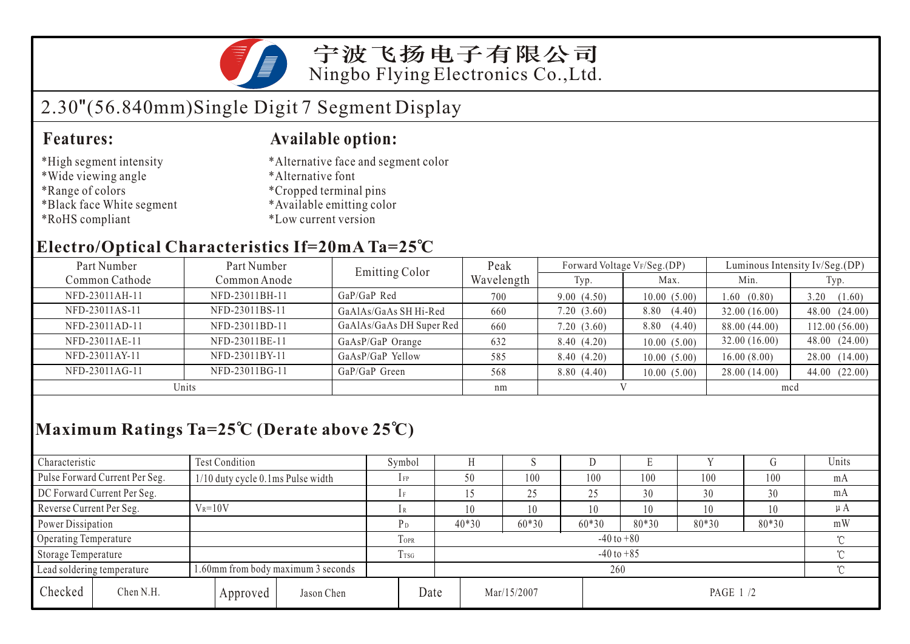# 宁波飞扬电子有限公司
Ningbo Flying Electronics Co.,Ltd.

## 2.30"(56.840mm)Single Digit 7 Segment Display

### Features:

*High segment intensity
*Wide viewing angle
*Range of colors
*Black face White segment
*RoHS compliant

### Available option:

*Alternative face and segment color
*Alternative font
*Cropped terminal pins
*Available emitting color
*Low current version

### Electro/Optical Characteristics If=20mA Ta=25℃

| Part Number Common Cathode | Part Number Common Anode | Emitting Color | Peak Wavelength | Forward Voltage VF/Seg.(DP) | | Luminous Intensity Iv/Seg.(DP) | |
|---|---|---|---|---|---|---|---|
| | | | | Typ. | Max. | Min. | Typ. |
| NFD-23011AH-11 | NFD-23011BH-11 | GaP/GaP Red | 700 | 9.00 (4.50) | 10.00 (5.00) | 1.60 (0.80) | 3.20 (1.60) |
| NFD-23011AS-11 | NFD-23011BS-11 | GaAlAs/GaAs SH Hi-Red | 660 | 7.20 (3.60) | 8.80 (4.40) | 32.00 (16.00) | 48.00 (24.00) |
| NFD-23011AD-11 | NFD-23011BD-11 | GaAlAs/GaAs DH Super Red | 660 | 7.20 (3.60) | 8.80 (4.40) | 88.00 (44.00) | 112.00 (56.00) |
| NFD-23011AE-11 | NFD-23011BE-11 | GaAsP/GaP Orange | 632 | 8.40 (4.20) | 10.00 (5.00) | 32.00 (16.00) | 48.00 (24.00) |
| NFD-23011AY-11 | NFD-23011BY-11 | GaAsP/GaP Yellow | 585 | 8.40 (4.20) | 10.00 (5.00) | 16.00 (8.00) | 28.00 (14.00) |
| NFD-23011AG-11 | NFD-23011BG-11 | GaP/GaP Green | 568 | 8.80 (4.40) | 10.00 (5.00) | 28.00 (14.00) | 44.00 (22.00) |
| Units | | | nm | V | | mcd | |

### Maximum Ratings Ta=25℃ (Derate above 25℃)

| Characteristic | Test Condition | Symbol | H | S | D | E | Y | G | Units |
|---|---|---|---|---|---|---|---|---|---|
| Pulse Forward Current Per Seg. | 1/10 duty cycle 0.1ms Pulse width | $I_{FP}$ | 50 | 100 | 100 | 100 | 100 | 100 | mA |
| DC Forward Current Per Seg. | | $I_F$ | 15 | 25 | 25 | 30 | 30 | 30 | mA |
| Reverse Current Per Seg. | $V_R$=10V | $I_R$ | 10 | 10 | 10 | 10 | 10 | 10 | μA |
| Power Dissipation | | $P_D$ | 40*30 | 60*30 | 60*30 | 80*30 | 80*30 | 80*30 | mW |
| Operating Temperature | | $T_{OPR}$ | -40 to +80 | | | | | | ℃ |
| Storage Temperature | | $T_{TSG}$ | -40 to +85 | | | | | | ℃ |
| Lead soldering temperature | 1.60mm from body maximum 3 seconds | | 260 | | | | | | ℃ |

| Checked | Chen N.H. | Approved | Jason Chen | Date | Mar/15/2007 |
|---|---|---|---|---|---|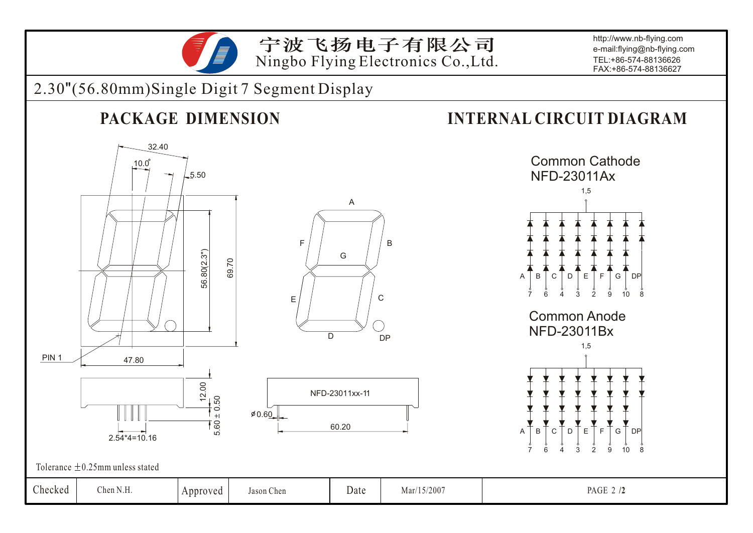宁波飞扬电子有限公司
Ningbo Flying Electronics Co.,Ltd.

http://www.nb-flying.com
e-mail:flying@nb-flying.com
TEL:+86-574-88136626
FAX:+86-574-88136627

# 2.30"(56.80mm)Single Digit 7 Segment Display

## PACKAGE DIMENSION

32.40
10.0°
5.50
56.80(2.3")
69.70
PIN 1
47.80
12.00
5.60 ± 0.50
2.54*4=10.16

A
B
C
D
E
F
G
DP

NFD-23011xx-11
ϕ0.60
60.20

Tolerance ±0.25mm unless stated

## INTERNAL CIRCUIT DIAGRAM

Common Cathode
NFD-23011Ax

1,5

A B C D E F G DP
7 6 4 3 2 9 10 8

Common Anode
NFD-23011Bx

1,5

A B C D E F G DP
7 6 4 3 2 9 10 8

| Checked | Chen N.H. | Approved | Jason Chen | Date | Mar/15/2007 | PAGE 2 /2 |
|---|---|---|---|---|---|---|